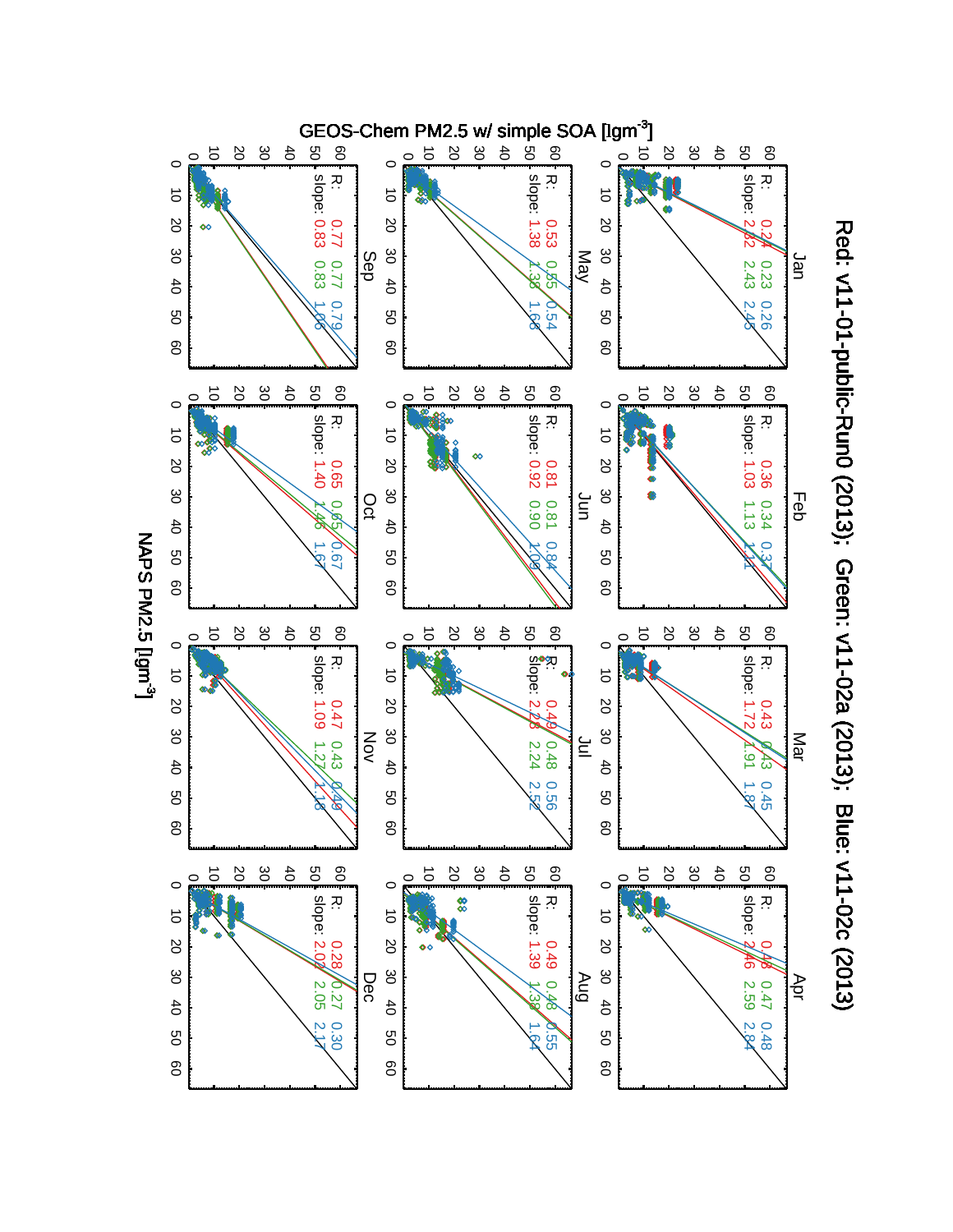# Red: v11-01-public-Run0 (2013); Green: v11-02a (2013); Blue: v11-02c (2013)

GEOS-Chem PM2.5 w/ simple SOA [μgm$^{-3}$]

NAPS PM2.5 [μgm$^{-3}$]

| Month | R (Red) | R (Green) | R (Blue) | slope (Red) | slope (Green) | slope (Blue) |
|---|---|---|---|---|---|---|
| Jan | 0.24 | 0.23 | 0.26 | 2.32 | 2.43 | 2.45 |
| Feb | 0.36 | 0.34 | 0.37 | 1.03 | 1.13 | 1.11 |
| Mar | 0.43 | 0.43 | 0.45 | 1.72 | 1.91 | 1.87 |
| Apr | 0.48 | 0.47 | 0.48 | 2.46 | 2.59 | 2.84 |
| May | 0.53 | 0.55 | 0.54 | 1.38 | 1.38 | 1.68 |
| Jun | 0.81 | 0.81 | 0.84 | 0.92 | 0.90 | 1.09 |
| Jul | 0.49 | 0.48 | 0.56 | 2.28 | 2.24 | 2.52 |
| Aug | 0.49 | 0.48 | 0.55 | 1.39 | 1.38 | 1.64 |
| Sep | 0.77 | 0.77 | 0.79 | 0.83 | 0.83 | 1.06 |
| Oct | 0.65 | 0.65 | 0.67 | 1.40 | 1.46 | 1.67 |
| Nov | 0.47 | 0.43 | 0.40 | 1.09 | 1.27 | 1.18 |
| Dec | 0.28 | 0.27 | 0.30 | 2.02 | 2.05 | 2.17 |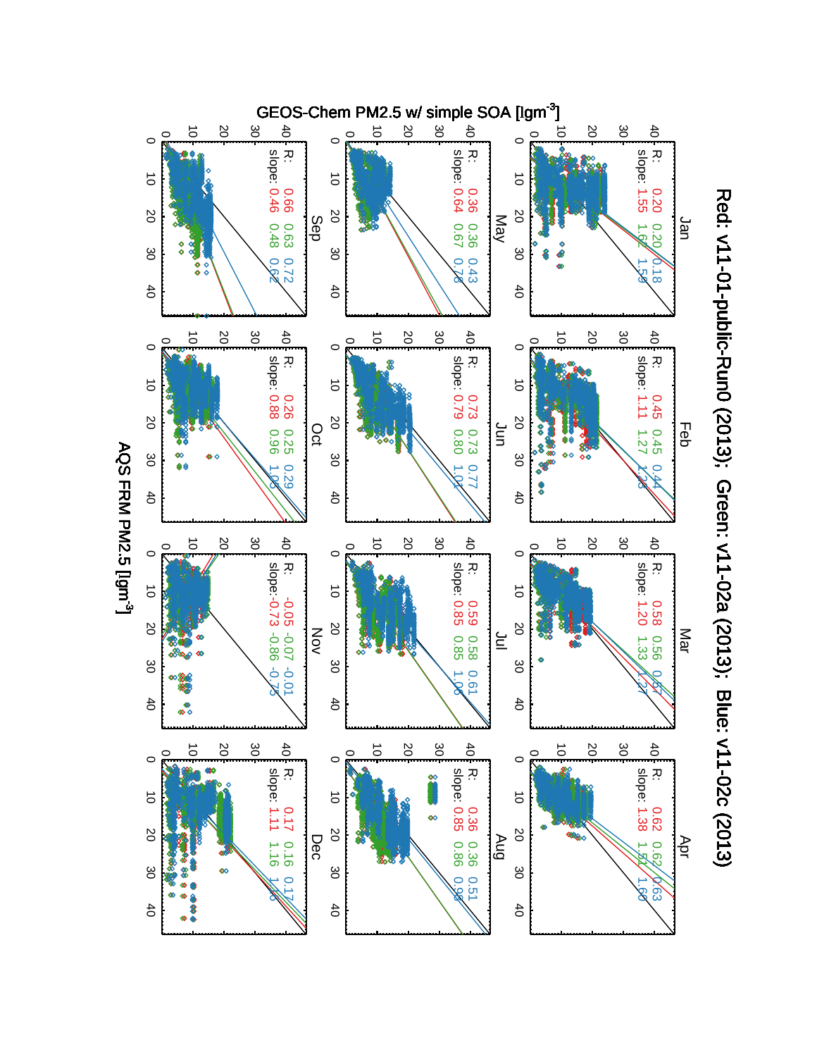Red: v11-01-public-Run0 (2013); Green: v11-02a (2013); Blue: v11-02c (2013)

GEOS-Chem PM2.5 w/ simple SOA [μgm$^{-3}$]

AQS FRM PM2.5 [μgm$^{-3}$]

| Month | R: Red | R: Green | R: Blue | slope: Red | slope: Green | slope: Blue |
|---|---|---|---|---|---|---|
| Jan | 0.20 | 0.20 | 0.18 | 1.55 | 1.62 | 1.59 |
| Feb | 0.45 | 0.45 | 0.44 | 1.11 | 1.27 | 1.28 |
| Mar | 0.58 | 0.56 | 0.57 | 1.20 | 1.33 | 1.27 |
| Apr | 0.62 | 0.62 | 0.63 | 1.38 | 1.51 | 1.60 |
| May | 0.36 | 0.36 | 0.43 | 0.64 | 0.67 | 0.78 |
| Jun | 0.73 | 0.73 | 0.77 | 0.79 | 0.80 | 1.01 |
| Jul | 0.59 | 0.58 | 0.61 | 0.85 | 0.85 | 1.06 |
| Aug | 0.36 | 0.36 | 0.51 | 0.85 | 0.86 | 0.98 |
| Sep | 0.66 | 0.63 | 0.72 | 0.46 | 0.48 | 0.62 |
| Oct | 0.26 | 0.25 | 0.29 | 0.88 | 0.96 | 1.08 |
| Nov | -0.05 | -0.07 | -0.01 | -0.73 | -0.86 | -0.75 |
| Dec | 0.17 | 0.16 | 0.17 | 1.11 | 1.16 | 1.18 |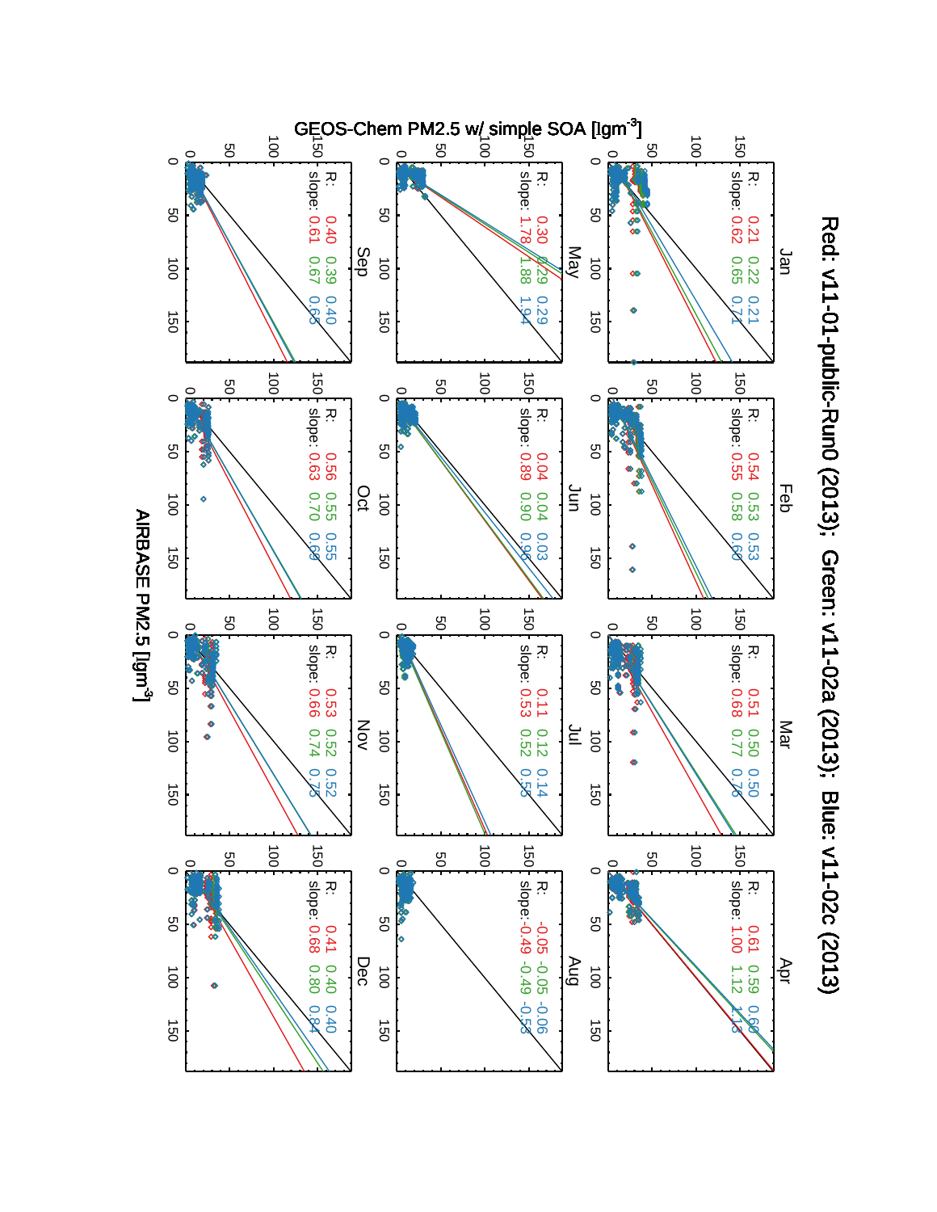# Red: v11-01-public-Run0 (2013); Green: v11-02a (2013); Blue: v11-02c (2013)

Y-axis: GEOS-Chem PM2.5 w/ simple SOA [$\mu g m^{-3}$]

X-axis: AIRBASE PM2.5 [$\mu g m^{-3}$]

| Month | R (Red) | R (Green) | R (Blue) | slope (Red) | slope (Green) | slope (Blue) |
| --- | --- | --- | --- | --- | --- | --- |
| Jan | 0.21 | 0.22 | 0.21 | 0.62 | 0.65 | 0.71 |
| Feb | 0.54 | 0.53 | 0.53 | 0.55 | 0.58 | 0.60 |
| Mar | 0.51 | 0.50 | 0.50 | 0.68 | 0.77 | 0.78 |
| Apr | 0.61 | 0.59 | 0.60 | 1.00 | 1.12 | 1.13 |
| May | 0.30 | 0.29 | 0.29 | 1.78 | 1.88 | 1.94 |
| Jun | 0.04 | 0.04 | 0.03 | 0.89 | 0.90 | 0.96 |
| Jul | 0.11 | 0.12 | 0.14 | 0.53 | 0.52 | 0.55 |
| Aug | -0.05 | -0.05 | -0.06 | -0.49 | -0.49 | -0.53 |
| Sep | 0.40 | 0.39 | 0.40 | 0.61 | 0.67 | 0.65 |
| Oct | 0.56 | 0.55 | 0.55 | 0.63 | 0.70 | 0.69 |
| Nov | 0.53 | 0.52 | 0.52 | 0.66 | 0.74 | 0.75 |
| Dec | 0.41 | 0.40 | 0.40 | 0.68 | 0.80 | 0.84 |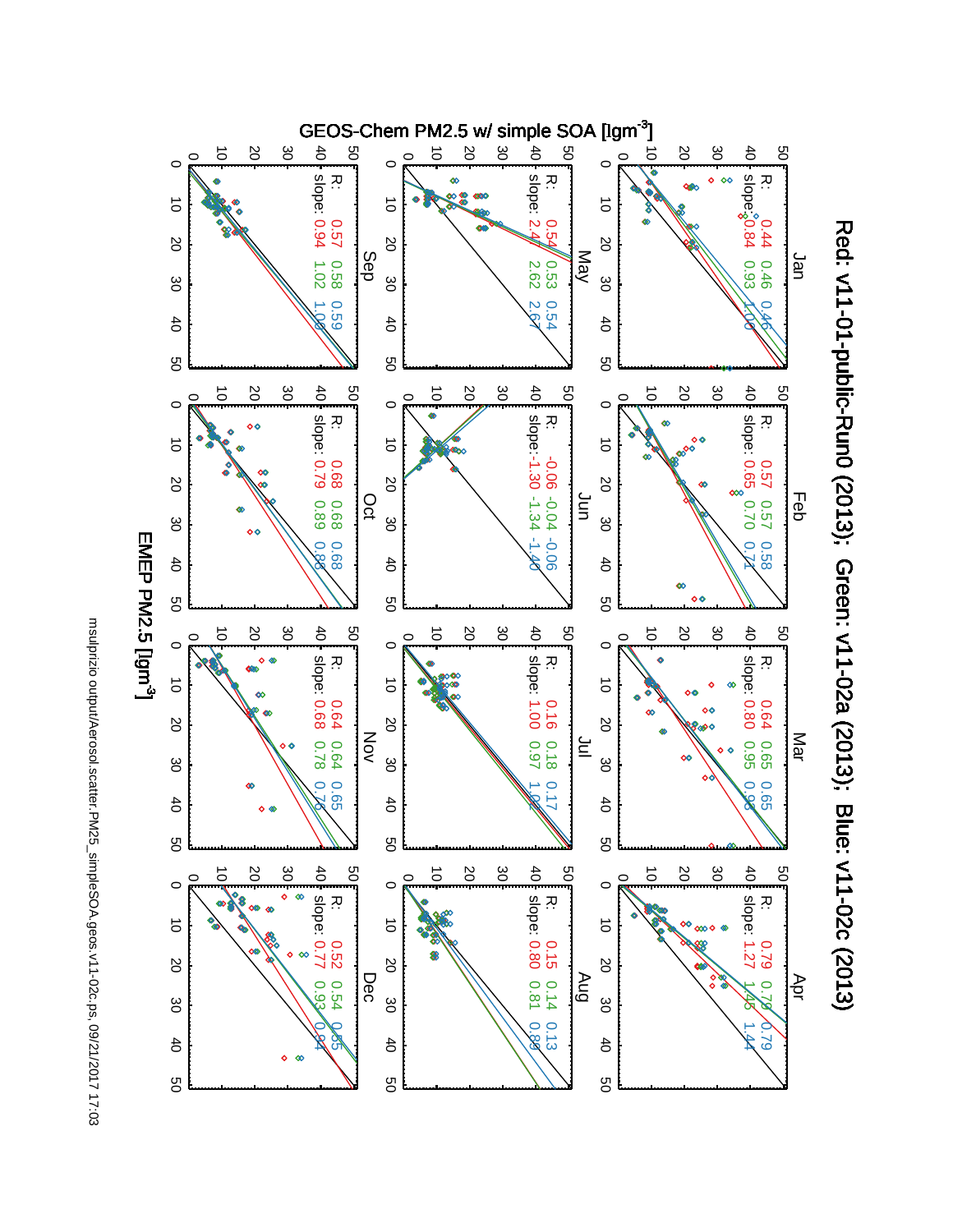# Red: v11-01-public-Run0 (2013); Green: v11-02a (2013); Blue: v11-02c (2013)

GEOS-Chem PM2.5 w/ simple SOA [μgm$^{-3}$]

EMEP PM2.5 [μgm$^{-3}$]

Jan
R: 0.44 0.46 0.46
slope: 0.84 0.93 1.00

Feb
R: 0.57 0.57 0.58
slope: 0.65 0.70 0.71

Mar
R: 0.64 0.65 0.65
slope: 0.80 0.95 0.98

Apr
R: 0.79 0.79 0.79
slope: 1.27 1.45 1.44

May
R: 0.54 0.53 0.54
slope: 2.47 2.62 2.67

Jun
R: -0.06 -0.04 -0.06
slope: -1.30 -1.34 -1.40

Jul
R: 0.16 0.18 0.17
slope: 1.00 0.97 1.02

Aug
R: 0.15 0.14 0.13
slope: 0.80 0.81 0.89

Sep
R: 0.57 0.58 0.59
slope: 0.94 1.02 1.03

Oct
R: 0.68 0.68 0.68
slope: 0.79 0.89 0.88

Nov
R: 0.64 0.64 0.65
slope: 0.68 0.78 0.76

Dec
R: 0.52 0.54 0.55
slope: 0.77 0.93 0.94

msulprizio output/Aerosol.scatter.PM25_simpleSOA.geos.v11-02c.ps, 09/21/2017 17:03